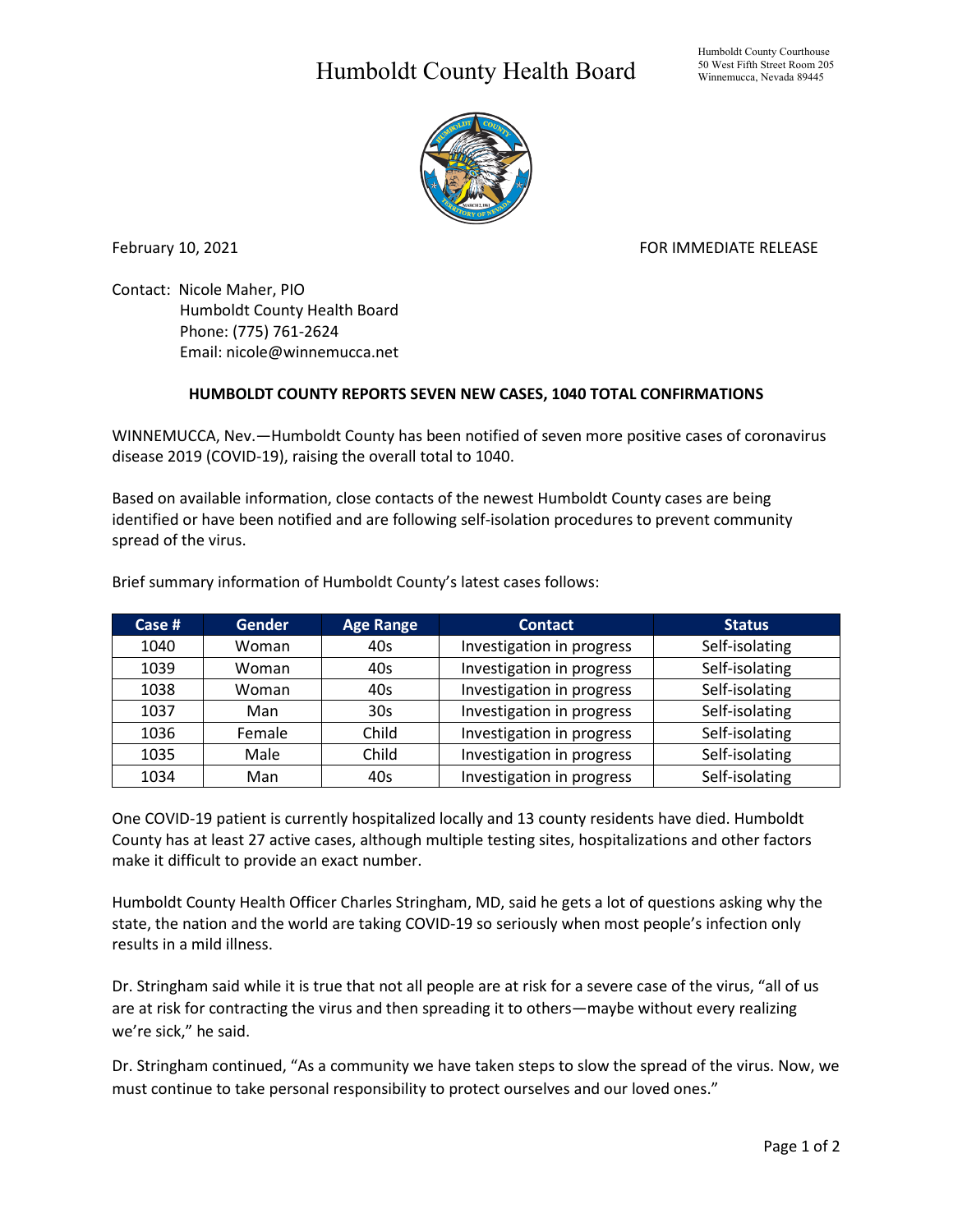# Humboldt County Health Board

Humboldt County Courthouse
50 West Fifth Street Room 205
Winnemucca, Nevada 89445

February 10, 2021

FOR IMMEDIATE RELEASE

Contact: Nicole Maher, PIO
Humboldt County Health Board
Phone: (775) 761-2624
Email: nicole@winnemucca.net

**HUMBOLDT COUNTY REPORTS SEVEN NEW CASES, 1040 TOTAL CONFIRMATIONS**

WINNEMUCCA, Nev.—Humboldt County has been notified of seven more positive cases of coronavirus disease 2019 (COVID-19), raising the overall total to 1040.

Based on available information, close contacts of the newest Humboldt County cases are being identified or have been notified and are following self-isolation procedures to prevent community spread of the virus.

Brief summary information of Humboldt County's latest cases follows:

| Case # | Gender | Age Range | Contact | Status |
|---|---|---|---|---|
| 1040 | Woman | 40s | Investigation in progress | Self-isolating |
| 1039 | Woman | 40s | Investigation in progress | Self-isolating |
| 1038 | Woman | 40s | Investigation in progress | Self-isolating |
| 1037 | Man | 30s | Investigation in progress | Self-isolating |
| 1036 | Female | Child | Investigation in progress | Self-isolating |
| 1035 | Male | Child | Investigation in progress | Self-isolating |
| 1034 | Man | 40s | Investigation in progress | Self-isolating |

One COVID-19 patient is currently hospitalized locally and 13 county residents have died. Humboldt County has at least 27 active cases, although multiple testing sites, hospitalizations and other factors make it difficult to provide an exact number.

Humboldt County Health Officer Charles Stringham, MD, said he gets a lot of questions asking why the state, the nation and the world are taking COVID-19 so seriously when most people's infection only results in a mild illness.

Dr. Stringham said while it is true that not all people are at risk for a severe case of the virus, "all of us are at risk for contracting the virus and then spreading it to others—maybe without every realizing we're sick," he said.

Dr. Stringham continued, "As a community we have taken steps to slow the spread of the virus. Now, we must continue to take personal responsibility to protect ourselves and our loved ones."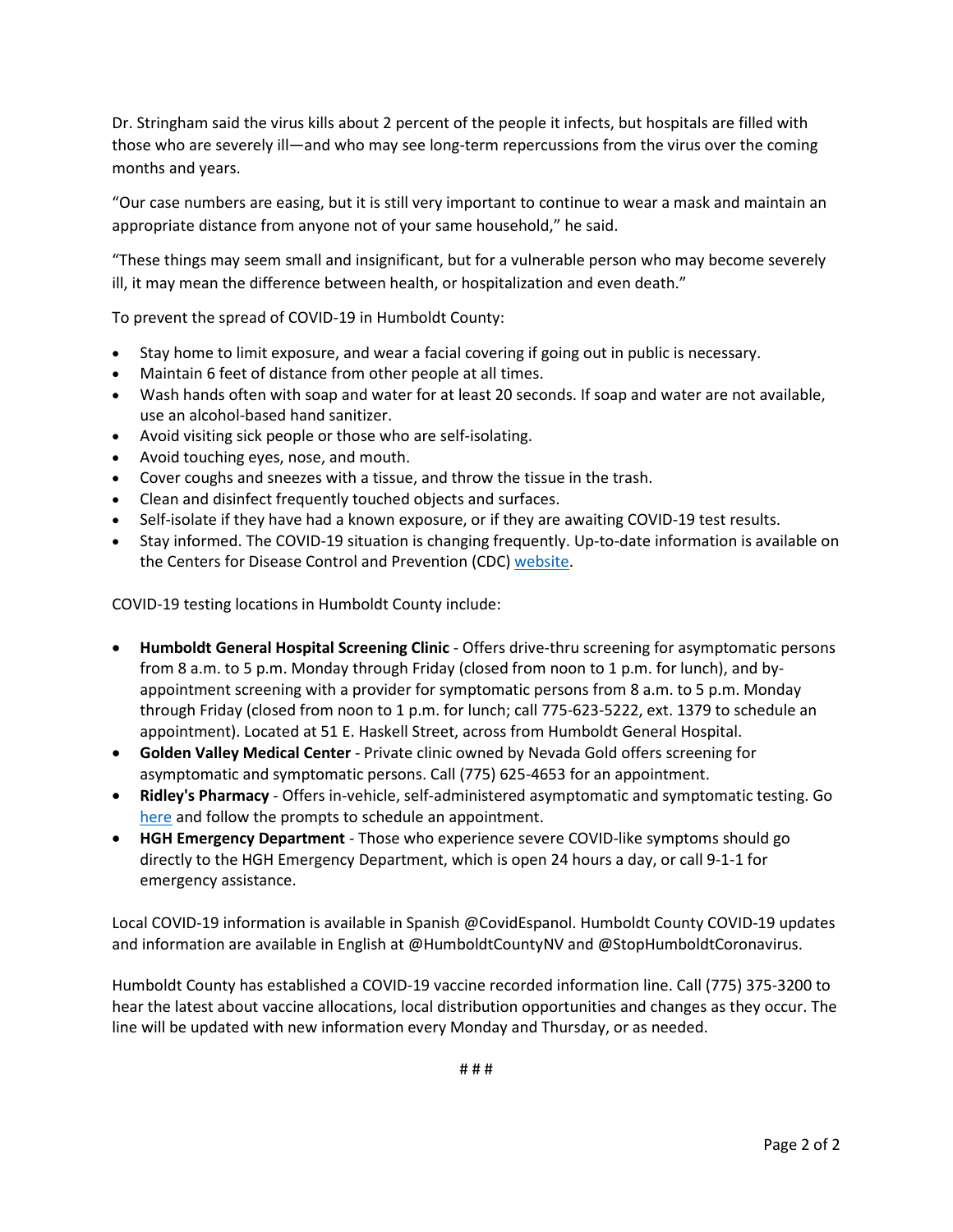Dr. Stringham said the virus kills about 2 percent of the people it infects, but hospitals are filled with those who are severely ill—and who may see long-term repercussions from the virus over the coming months and years.

"Our case numbers are easing, but it is still very important to continue to wear a mask and maintain an appropriate distance from anyone not of your same household," he said.

"These things may seem small and insignificant, but for a vulnerable person who may become severely ill, it may mean the difference between health, or hospitalization and even death."

To prevent the spread of COVID-19 in Humboldt County:

- Stay home to limit exposure, and wear a facial covering if going out in public is necessary.
- Maintain 6 feet of distance from other people at all times.
- Wash hands often with soap and water for at least 20 seconds. If soap and water are not available, use an alcohol-based hand sanitizer.
- Avoid visiting sick people or those who are self-isolating.
- Avoid touching eyes, nose, and mouth.
- Cover coughs and sneezes with a tissue, and throw the tissue in the trash.
- Clean and disinfect frequently touched objects and surfaces.
- Self-isolate if they have had a known exposure, or if they are awaiting COVID-19 test results.
- Stay informed. The COVID-19 situation is changing frequently. Up-to-date information is available on the Centers for Disease Control and Prevention (CDC) website.

COVID-19 testing locations in Humboldt County include:

- **Humboldt General Hospital Screening Clinic** - Offers drive-thru screening for asymptomatic persons from 8 a.m. to 5 p.m. Monday through Friday (closed from noon to 1 p.m. for lunch), and by-appointment screening with a provider for symptomatic persons from 8 a.m. to 5 p.m. Monday through Friday (closed from noon to 1 p.m. for lunch; call 775-623-5222, ext. 1379 to schedule an appointment). Located at 51 E. Haskell Street, across from Humboldt General Hospital.
- **Golden Valley Medical Center** - Private clinic owned by Nevada Gold offers screening for asymptomatic and symptomatic persons. Call (775) 625-4653 for an appointment.
- **Ridley's Pharmacy** - Offers in-vehicle, self-administered asymptomatic and symptomatic testing. Go here and follow the prompts to schedule an appointment.
- **HGH Emergency Department** - Those who experience severe COVID-like symptoms should go directly to the HGH Emergency Department, which is open 24 hours a day, or call 9-1-1 for emergency assistance.

Local COVID-19 information is available in Spanish @CovidEspanol. Humboldt County COVID-19 updates and information are available in English at @HumboldtCountyNV and @StopHumboldtCoronavirus.

Humboldt County has established a COVID-19 vaccine recorded information line. Call (775) 375-3200 to hear the latest about vaccine allocations, local distribution opportunities and changes as they occur. The line will be updated with new information every Monday and Thursday, or as needed.

# # #